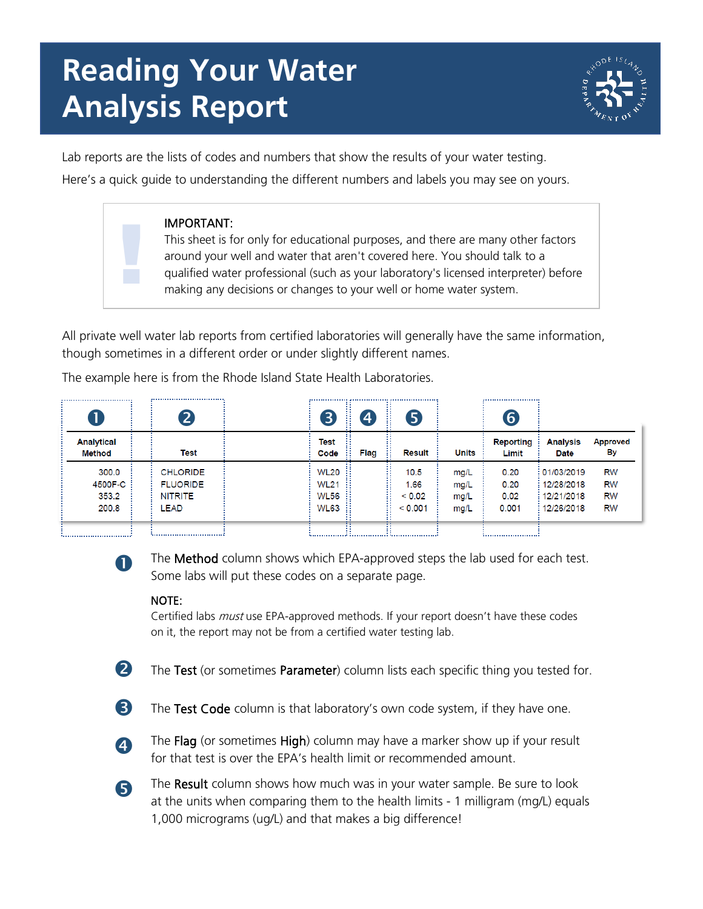# Reading Your Water Analysis Report

Lab reports are the lists of codes and numbers that show the results of your water testing.

Here's a quick guide to understanding the different numbers and labels you may see on yours.

> **!**
>
> IMPORTANT:
> This sheet is for only for educational purposes, and there are many other factors around your well and water that aren't covered here. You should talk to a qualified water professional (such as your laboratory's licensed interpreter) before making any decisions or changes to your well or home water system.

All private well water lab reports from certified laboratories will generally have the same information, though sometimes in a different order or under slightly different names.

The example here is from the Rhode Island State Health Laboratories.

| ❶ | ❷ | ❸ | ❹ | ❺ | | ❻ | | |
|---|---|---|---|---|---|---|---|---|
| **Analytical Method** | **Test** | **Test Code** | **Flag** | **Result** | **Units** | **Reporting Limit** | **Analysis Date** | **Approved By** |
| 300.0 | CHLORIDE | WL20 | | 10.5 | mg/L | 0.20 | 01/03/2019 | RW |
| 4500F-C | FLUORIDE | WL21 | | 1.66 | mg/L | 0.20 | 12/28/2018 | RW |
| 353.2 | NITRITE | WL56 | | < 0.02 | mg/L | 0.02 | 12/21/2018 | RW |
| 200.8 | LEAD | WL63 | | < 0.001 | mg/L | 0.001 | 12/26/2018 | RW |

❶ The **Method** column shows which EPA-approved steps the lab used for each test. Some labs will put these codes on a separate page.

NOTE:
Certified labs *must* use EPA-approved methods. If your report doesn't have these codes on it, the report may not be from a certified water testing lab.

❷ The **Test** (or sometimes **Parameter**) column lists each specific thing you tested for.

❸ The **Test Code** column is that laboratory's own code system, if they have one.

❹ The **Flag** (or sometimes **High**) column may have a marker show up if your result for that test is over the EPA's health limit or recommended amount.

❺ The **Result** column shows how much was in your water sample. Be sure to look at the units when comparing them to the health limits - 1 milligram (mg/L) equals 1,000 micrograms (ug/L) and that makes a big difference!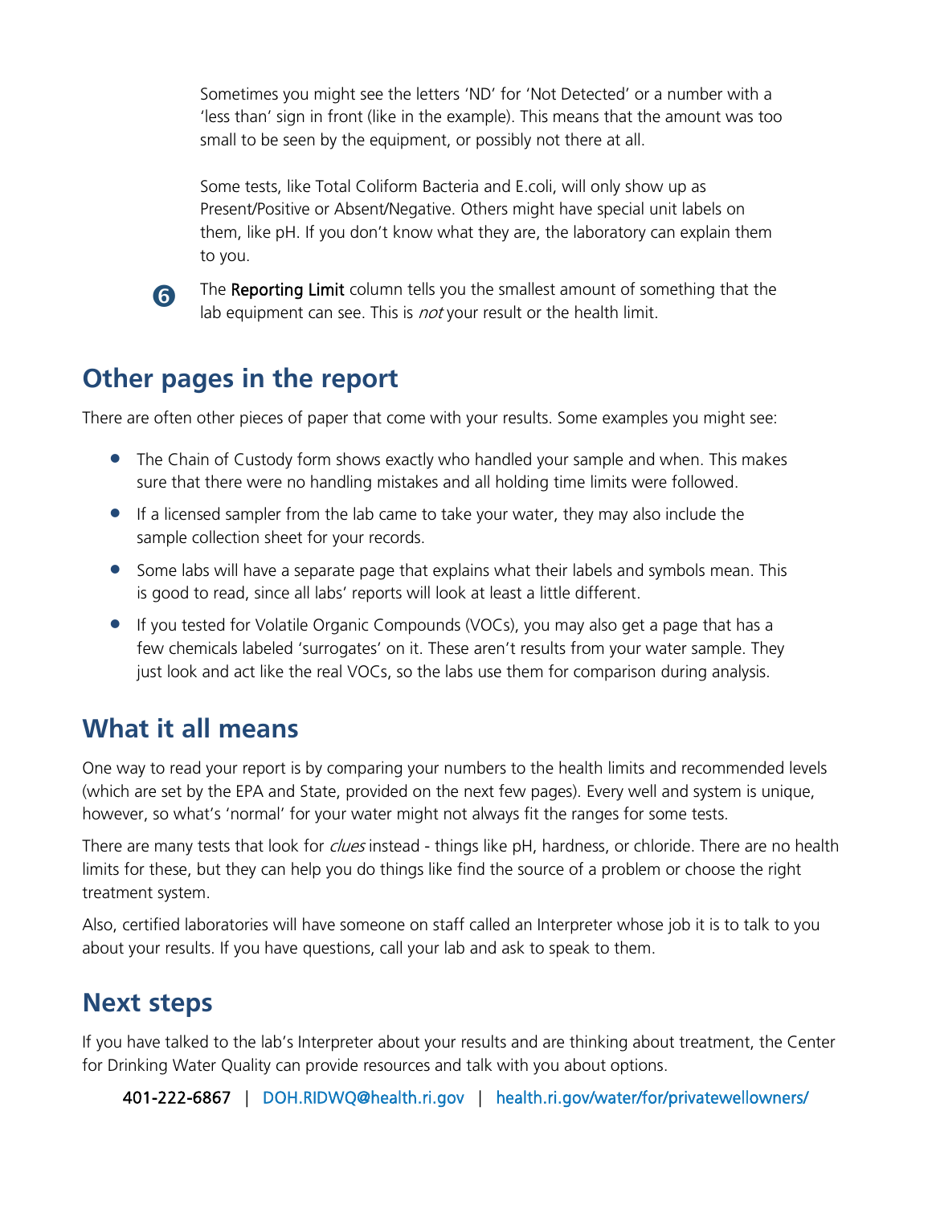Sometimes you might see the letters 'ND' for 'Not Detected' or a number with a 'less than' sign in front (like in the example). This means that the amount was too small to be seen by the equipment, or possibly not there at all.

Some tests, like Total Coliform Bacteria and E.coli, will only show up as Present/Positive or Absent/Negative. Others might have special unit labels on them, like pH. If you don't know what they are, the laboratory can explain them to you.

❻ The **Reporting Limit** column tells you the smallest amount of something that the lab equipment can see. This is *not* your result or the health limit.

## Other pages in the report

There are often other pieces of paper that come with your results. Some examples you might see:

- The Chain of Custody form shows exactly who handled your sample and when. This makes sure that there were no handling mistakes and all holding time limits were followed.
- If a licensed sampler from the lab came to take your water, they may also include the sample collection sheet for your records.
- Some labs will have a separate page that explains what their labels and symbols mean. This is good to read, since all labs' reports will look at least a little different.
- If you tested for Volatile Organic Compounds (VOCs), you may also get a page that has a few chemicals labeled 'surrogates' on it. These aren't results from your water sample. They just look and act like the real VOCs, so the labs use them for comparison during analysis.

## What it all means

One way to read your report is by comparing your numbers to the health limits and recommended levels (which are set by the EPA and State, provided on the next few pages). Every well and system is unique, however, so what's 'normal' for your water might not always fit the ranges for some tests.

There are many tests that look for *clues* instead - things like pH, hardness, or chloride. There are no health limits for these, but they can help you do things like find the source of a problem or choose the right treatment system.

Also, certified laboratories will have someone on staff called an Interpreter whose job it is to talk to you about your results. If you have questions, call your lab and ask to speak to them.

## Next steps

If you have talked to the lab's Interpreter about your results and are thinking about treatment, the Center for Drinking Water Quality can provide resources and talk with you about options.

401-222-6867 | DOH.RIDWQ@health.ri.gov | health.ri.gov/water/for/privatewellowners/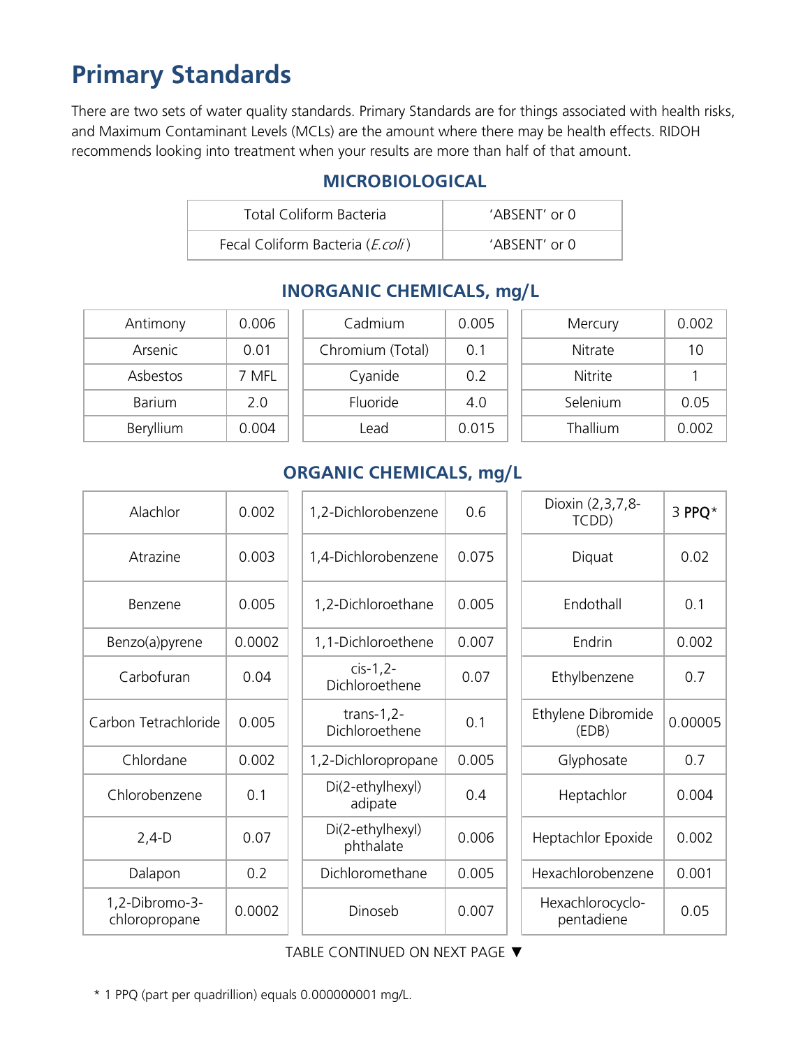# Primary Standards

There are two sets of water quality standards. Primary Standards are for things associated with health risks, and Maximum Contaminant Levels (MCLs) are the amount where there may be health effects. RIDOH recommends looking into treatment when your results are more than half of that amount.

## MICROBIOLOGICAL

| | |
|---|---|
| Total Coliform Bacteria | 'ABSENT' or 0 |
| Fecal Coliform Bacteria (*E.coli*) | 'ABSENT' or 0 |

## INORGANIC CHEMICALS, mg/L

| | | | | | |
|---|---|---|---|---|---|
| Antimony | 0.006 | Cadmium | 0.005 | Mercury | 0.002 |
| Arsenic | 0.01 | Chromium (Total) | 0.1 | Nitrate | 10 |
| Asbestos | 7 MFL | Cyanide | 0.2 | Nitrite | 1 |
| Barium | 2.0 | Fluoride | 4.0 | Selenium | 0.05 |
| Beryllium | 0.004 | Lead | 0.015 | Thallium | 0.002 |

## ORGANIC CHEMICALS, mg/L

| | | | | | |
|---|---|---|---|---|---|
| Alachlor | 0.002 | 1,2-Dichlorobenzene | 0.6 | Dioxin (2,3,7,8-TCDD) | 3 PPQ* |
| Atrazine | 0.003 | 1,4-Dichlorobenzene | 0.075 | Diquat | 0.02 |
| Benzene | 0.005 | 1,2-Dichloroethane | 0.005 | Endothall | 0.1 |
| Benzo(a)pyrene | 0.0002 | 1,1-Dichloroethene | 0.007 | Endrin | 0.002 |
| Carbofuran | 0.04 | cis-1,2-Dichloroethene | 0.07 | Ethylbenzene | 0.7 |
| Carbon Tetrachloride | 0.005 | trans-1,2-Dichloroethene | 0.1 | Ethylene Dibromide (EDB) | 0.00005 |
| Chlordane | 0.002 | 1,2-Dichloropropane | 0.005 | Glyphosate | 0.7 |
| Chlorobenzene | 0.1 | Di(2-ethylhexyl) adipate | 0.4 | Heptachlor | 0.004 |
| 2,4-D | 0.07 | Di(2-ethylhexyl) phthalate | 0.006 | Heptachlor Epoxide | 0.002 |
| Dalapon | 0.2 | Dichloromethane | 0.005 | Hexachlorobenzene | 0.001 |
| 1,2-Dibromo-3-chloropropane | 0.0002 | Dinoseb | 0.007 | Hexachlorocyclo-pentadiene | 0.05 |

TABLE CONTINUED ON NEXT PAGE ▼

\* 1 PPQ (part per quadrillion) equals 0.000000001 mg/L.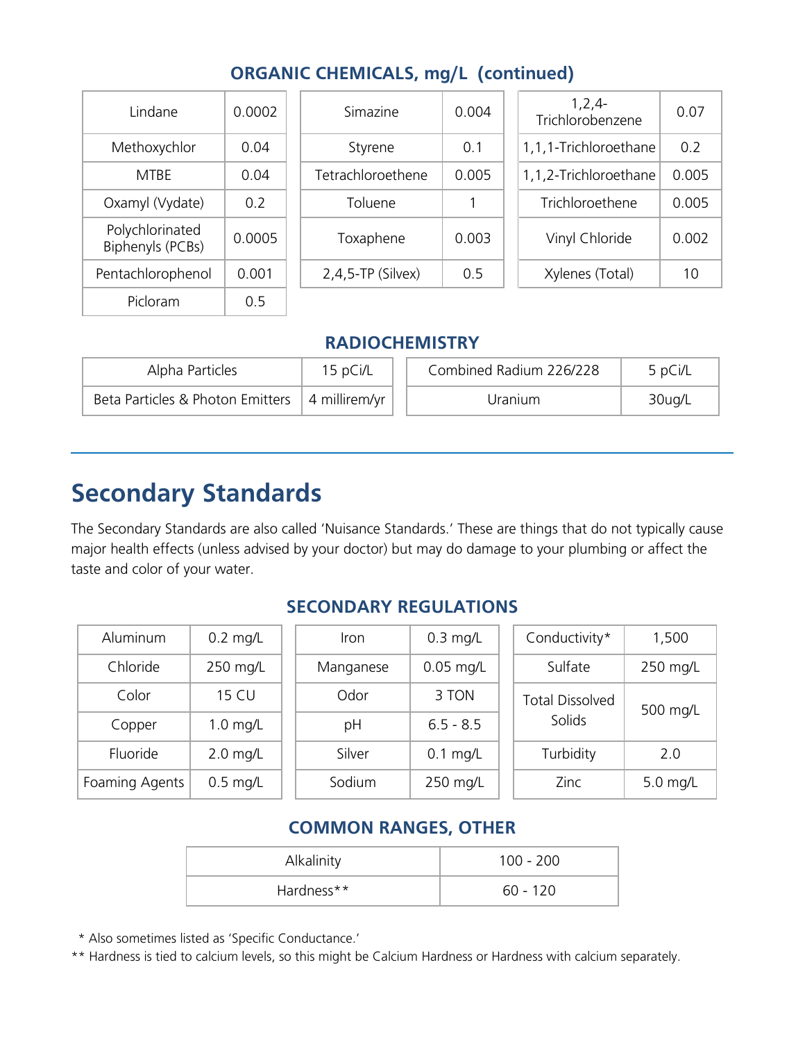### ORGANIC CHEMICALS, mg/L (continued)

| | | | | | |
|---|---|---|---|---|---|
| Lindane | 0.0002 | Simazine | 0.004 | 1,2,4-Trichlorobenzene | 0.07 |
| Methoxychlor | 0.04 | Styrene | 0.1 | 1,1,1-Trichloroethane | 0.2 |
| MTBE | 0.04 | Tetrachloroethene | 0.005 | 1,1,2-Trichloroethane | 0.005 |
| Oxamyl (Vydate) | 0.2 | Toluene | 1 | Trichloroethene | 0.005 |
| Polychlorinated Biphenyls (PCBs) | 0.0005 | Toxaphene | 0.003 | Vinyl Chloride | 0.002 |
| Pentachlorophenol | 0.001 | 2,4,5-TP (Silvex) | 0.5 | Xylenes (Total) | 10 |
| Picloram | 0.5 | | | | |

### RADIOCHEMISTRY

| | | | |
|---|---|---|---|
| Alpha Particles | 15 pCi/L | Combined Radium 226/228 | 5 pCi/L |
| Beta Particles & Photon Emitters | 4 millirem/yr | Uranium | 30ug/L |

## Secondary Standards

The Secondary Standards are also called 'Nuisance Standards.' These are things that do not typically cause major health effects (unless advised by your doctor) but may do damage to your plumbing or affect the taste and color of your water.

### SECONDARY REGULATIONS

| | | | | | |
|---|---|---|---|---|---|
| Aluminum | 0.2 mg/L | Iron | 0.3 mg/L | Conductivity* | 1,500 |
| Chloride | 250 mg/L | Manganese | 0.05 mg/L | Sulfate | 250 mg/L |
| Color | 15 CU | Odor | 3 TON | Total Dissolved Solids | 500 mg/L |
| Copper | 1.0 mg/L | pH | 6.5 - 8.5 | | |
| Fluoride | 2.0 mg/L | Silver | 0.1 mg/L | Turbidity | 2.0 |
| Foaming Agents | 0.5 mg/L | Sodium | 250 mg/L | Zinc | 5.0 mg/L |

### COMMON RANGES, OTHER

| | |
|---|---|
| Alkalinity | 100 - 200 |
| Hardness** | 60 - 120 |

\* Also sometimes listed as 'Specific Conductance.'

** Hardness is tied to calcium levels, so this might be Calcium Hardness or Hardness with calcium separately.